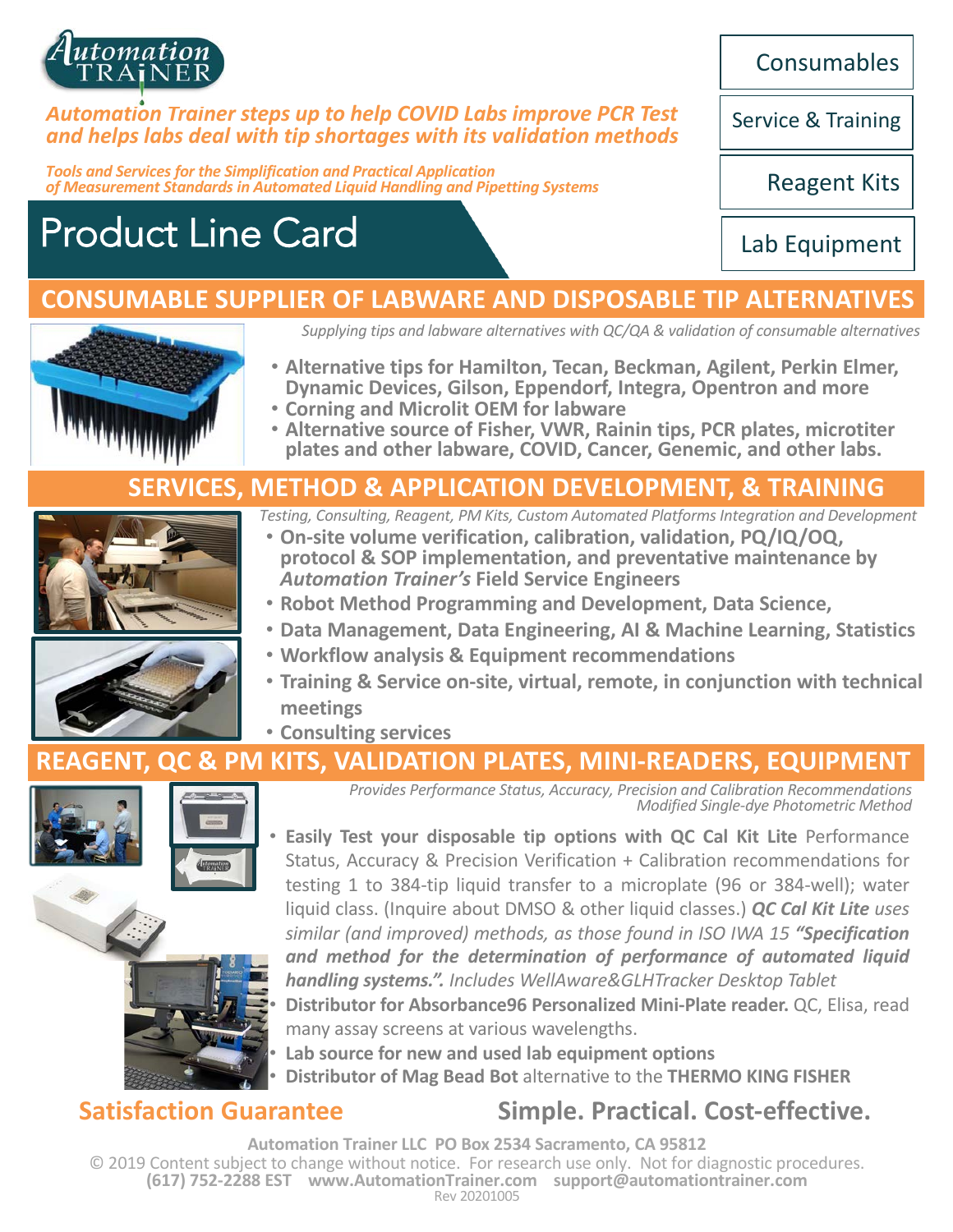Automation TRAINER

*Automation Trainer steps up to help COVID Labs improve PCR Test and helps labs deal with tip shortages with its validation methods*

*Tools and Services for the Simplification and Practical Application of Measurement Standards in Automated Liquid Handling and Pipetting Systems*

# Product Line Card

- Consumables
- Service & Training
- Reagent Kits
- Lab Equipment

## CONSUMABLE SUPPLIER OF LABWARE AND DISPOSABLE TIP ALTERNATIVES

*Supplying tips and labware alternatives with QC/QA & validation of consumable alternatives*

- **Alternative tips for Hamilton, Tecan, Beckman, Agilent, Perkin Elmer, Dynamic Devices, Gilson, Eppendorf, Integra, Opentron and more**
- **Corning and Microlit OEM for labware**
- **Alternative source of Fisher, VWR, Rainin tips, PCR plates, microtiter plates and other labware, COVID, Cancer, Genemic, and other labs.**

## SERVICES, METHOD & APPLICATION DEVELOPMENT, & TRAINING

*Testing, Consulting, Reagent, PM Kits, Custom Automated Platforms Integration and Development*

- **On-site volume verification, calibration, validation, PQ/IQ/OQ, protocol & SOP implementation, and preventative maintenance by *Automation Trainer's* Field Service Engineers**
- **Robot Method Programming and Development, Data Science,**
- **Data Management, Data Engineering, AI & Machine Learning, Statistics**
- **Workflow analysis & Equipment recommendations**
- **Training & Service on-site, virtual, remote, in conjunction with technical meetings**
- **Consulting services**

## REAGENT, QC & PM KITS, VALIDATION PLATES, MINI-READERS, EQUIPMENT

*Provides Performance Status, Accuracy, Precision and Calibration Recommendations Modified Single-dye Photometric Method*

- **Easily Test your disposable tip options with QC Cal Kit Lite** Performance Status, Accuracy & Precision Verification + Calibration recommendations for testing 1 to 384-tip liquid transfer to a microplate (96 or 384-well); water liquid class. (Inquire about DMSO & other liquid classes.) ***QC Cal Kit Lite** uses similar (and improved) methods, as those found in ISO IWA 15 **"Specification and method for the determination of performance of automated liquid handling systems."**. Includes WellAware&GLHTracker Desktop Tablet*
- **Distributor for Absorbance96 Personalized Mini-Plate reader.** QC, Elisa, read many assay screens at various wavelengths.
- **Lab source for new and used lab equipment options**
- **Distributor of Mag Bead Bot** alternative to the **THERMO KING FISHER**

**Satisfaction Guarantee**

**Simple. Practical. Cost-effective.**

**Automation Trainer LLC PO Box 2534 Sacramento, CA 95812**
© 2019 Content subject to change without notice. For research use only. Not for diagnostic procedures.
**(617) 752-2288 EST www.AutomationTrainer.com support@automationtrainer.com**
Rev 20201005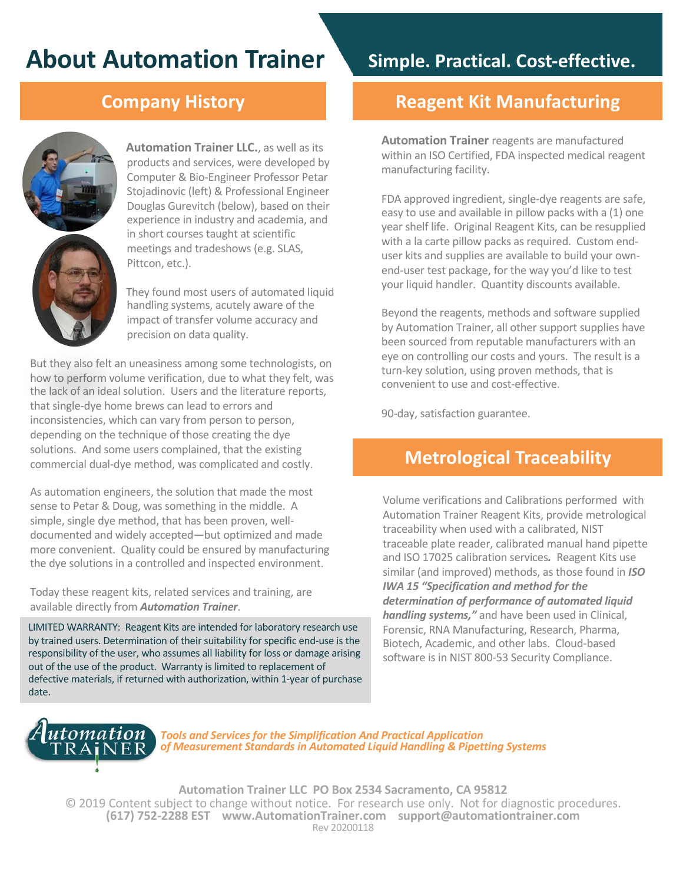# About Automation Trainer

## Simple. Practical. Cost-effective.

## Company History

**Automation Trainer LLC.**, as well as its products and services, were developed by Computer & Bio-Engineer Professor Petar Stojadinovic (left) & Professional Engineer Douglas Gurevitch (below), based on their experience in industry and academia, and in short courses taught at scientific meetings and tradeshows (e.g. SLAS, Pittcon, etc.).

They found most users of automated liquid handling systems, acutely aware of the impact of transfer volume accuracy and precision on data quality.

But they also felt an uneasiness among some technologists, on how to perform volume verification, due to what they felt, was the lack of an ideal solution. Users and the literature reports, that single-dye home brews can lead to errors and inconsistencies, which can vary from person to person, depending on the technique of those creating the dye solutions. And some users complained, that the existing commercial dual-dye method, was complicated and costly.

As automation engineers, the solution that made the most sense to Petar & Doug, was something in the middle. A simple, single dye method, that has been proven, well-documented and widely accepted—but optimized and made more convenient. Quality could be ensured by manufacturing the dye solutions in a controlled and inspected environment.

Today these reagent kits, related services and training, are available directly from ***Automation Trainer***.

LIMITED WARRANTY: Reagent Kits are intended for laboratory research use by trained users. Determination of their suitability for specific end-use is the responsibility of the user, who assumes all liability for loss or damage arising out of the use of the product. Warranty is limited to replacement of defective materials, if returned with authorization, within 1-year of purchase date.

## Reagent Kit Manufacturing

**Automation Trainer** reagents are manufactured within an ISO Certified, FDA inspected medical reagent manufacturing facility.

FDA approved ingredient, single-dye reagents are safe, easy to use and available in pillow packs with a (1) one year shelf life. Original Reagent Kits, can be resupplied with a la carte pillow packs as required. Custom end-user kits and supplies are available to build your own-end-user test package, for the way you'd like to test your liquid handler. Quantity discounts available.

Beyond the reagents, methods and software supplied by Automation Trainer, all other support supplies have been sourced from reputable manufacturers with an eye on controlling our costs and yours. The result is a turn-key solution, using proven methods, that is convenient to use and cost-effective.

90-day, satisfaction guarantee.

## Metrological Traceability

Volume verifications and Calibrations performed with Automation Trainer Reagent Kits, provide metrological traceability when used with a calibrated, NIST traceable plate reader, calibrated manual hand pipette and ISO 17025 calibration services*.* Reagent Kits use similar (and improved) methods, as those found in ***ISO IWA 15 "Specification and method for the determination of performance of automated liquid handling systems,"*** and have been used in Clinical, Forensic, RNA Manufacturing, Research, Pharma, Biotech, Academic, and other labs. Cloud-based software is in NIST 800-53 Security Compliance.

*Tools and Services for the Simplification And Practical Application of Measurement Standards in Automated Liquid Handling & Pipetting Systems*

**Automation Trainer LLC PO Box 2534 Sacramento, CA 95812**

© 2019 Content subject to change without notice. For research use only. Not for diagnostic procedures.

**(617) 752-2288 EST www.AutomationTrainer.com support@automationtrainer.com**

Rev 20200118